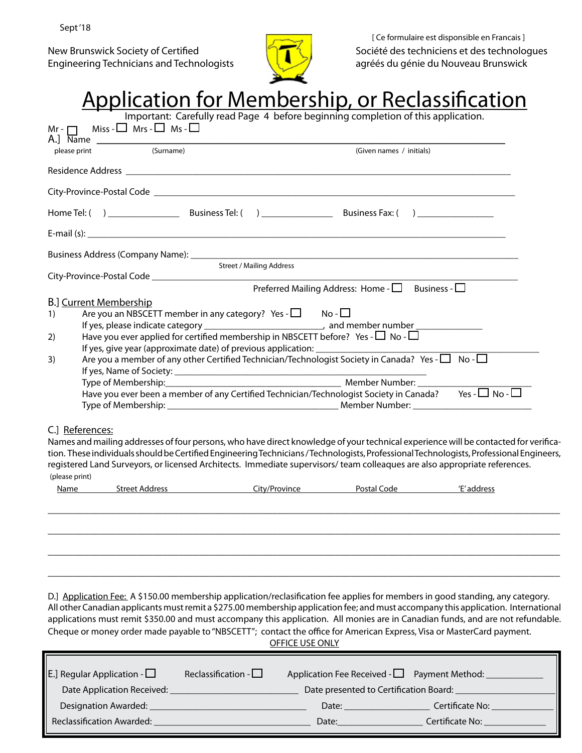Sept '18

New Brunswick Society of Certified Engineering Technicians and Technologists

[ Ce formulaire est disponible en Francais ]

Société des techniciens et des technologues agréés du génie du Nouveau Brunswick

# Application for Membership, or Reclassification

Important: Carefully read Page 4 before beginning completion of this application.

Mr - ☐ Miss - ☐ Mrs - ☐ Ms - ☐

A.] Name ______________________________________________________________
please print (Surname) (Given names / initials)

Residence Address ______________________________________________________________

City-Province-Postal Code ______________________________________________________________

Home Tel: ( ) _______________ Business Tel: ( ) _______________ Business Fax: ( ) _______________

E-mail (s): ______________________________________________________________

Business Address (Company Name): ______________________________________________________________
Street / Mailing Address

City-Province-Postal Code ______________________________________________________________

Preferred Mailing Address: Home - ☐ Business - ☐

## B.] Current Membership

1) Are you an NBSCETT member in any category? Yes - ☐ No - ☐
If yes, please indicate category _________________________, and member number _______________

2) Have you ever applied for certified membership in NBSCETT before? Yes - ☐ No - ☐
If yes, give year (approximate date) of previous application: ______________________________

3) Are you a member of any other Certified Technician/Technologist Society in Canada? Yes - ☐ No - ☐
If yes, Name of Society: ______________________________
Type of Membership: ______________________________ Member Number: ______________________________
Have you ever been a member of any Certified Technician/Technologist Society in Canada? Yes - ☐ No - ☐
Type of Membership: ______________________________ Member Number: ______________________________

## C.] References:

Names and mailing addresses of four persons, who have direct knowledge of your technical experience will be contacted for verification. These individuals should be Certified Engineering Technicians / Technologists, Professional Technologists, Professional Engineers, registered Land Surveyors, or licensed Architects. Immediate supervisors/ team colleagues are also appropriate references.

(please print)

| Name | Street Address | City/Province | Postal Code | 'E' address |
|---|---|---|---|---|
| | | | | |
| | | | | |
| | | | | |
| | | | | |

D.] Application Fee: A $150.00 membership application/reclasification fee applies for members in good standing, any category. All other Canadian applicants must remit a $275.00 membership application fee; and must accompany this application. International applications must remit $350.00 and must accompany this application. All monies are in Canadian funds, and are not refundable. Cheque or money order made payable to "NBSCETT"; contact the office for American Express, Visa or MasterCard payment.

OFFICE USE ONLY

E.] Regular Application - ☐ Reclassification - ☐ Application Fee Received - ☐ Payment Method: ____________

Date Application Received: ______________________ Date presented to Certification Board: ______________________

Designation Awarded: ______________________ Date: ______________ Certificate No: ______________

Reclassification Awarded: ______________________ Date: ______________ Certificate No: ______________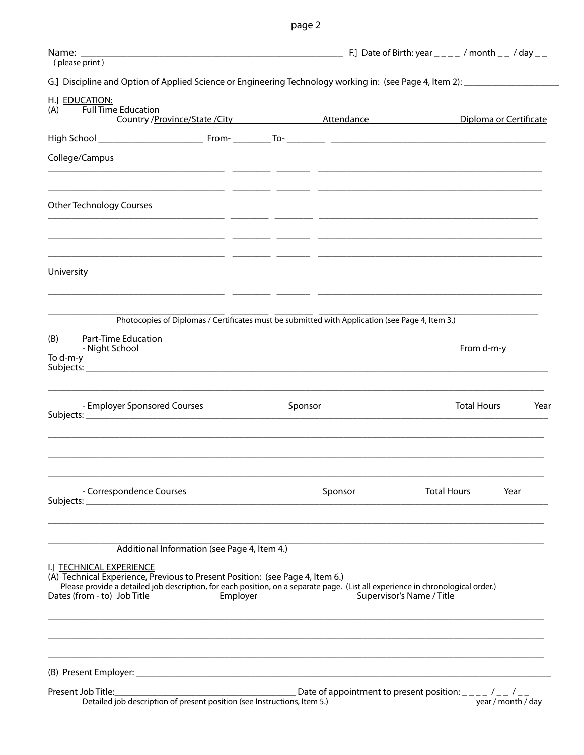Name: ______________________________________________________ F.] Date of Birth: year _ _ _ _ / month _ _ / day _ _
( please print )

G.] Discipline and Option of Applied Science or Engineering Technology working in: (see Page 4, Item 2): ____________________

H.] EDUCATION:

(A) Full Time Education

| | Country /Province/State /City | Attendance | | Diploma or Certificate |
|---|---|---|---|---|
| High School | ______________________ | From- ________ | To- ________ | ______________________________ |
| College/Campus | | | | |
| | ______________________ | ________ | ________ | ______________________________ |
| | ______________________ | ________ | ________ | ______________________________ |
| Other Technology Courses | | | | |
| | ______________________ | ________ | ________ | ______________________________ |
| | ______________________ | ________ | ________ | ______________________________ |
| | ______________________ | ________ | ________ | ______________________________ |
| University | | | | |
| | ______________________ | ________ | ________ | ______________________________ |
| | ______________________ | ________ | ________ | ______________________________ |

Photocopies of Diplomas / Certificates must be submitted with Application (see Page 4, Item 3.)

(B) Part-Time Education

- Night School From d-m-y To d-m-y

Subjects: ____________________________________________________________

____________________________________________________________

- Employer Sponsored Courses Sponsor Total Hours Year

Subjects: ____________________________________________________________

____________________________________________________________

____________________________________________________________

____________________________________________________________

- Correspondence Courses Sponsor Total Hours Year

Subjects: ____________________________________________________________

____________________________________________________________

____________________________________________________________

Additional Information (see Page 4, Item 4.)

I.] TECHNICAL EXPERIENCE

(A) Technical Experience, Previous to Present Position: (see Page 4, Item 6.)

Please provide a detailed job description, for each position, on a separate page. (List all experience in chronological order.)

| Dates (from - to) | Job Title | Employer | Supervisor's Name / Title |
|---|---|---|---|
| | | | |
| | | | |
| | | | |

(B) Present Employer: ____________________________________________________________

Present Job Title: ______________________________ Date of appointment to present position: _ _ _ _ / _ _ / _ _
year / month / day

Detailed job description of present position (see Instructions, Item 5.)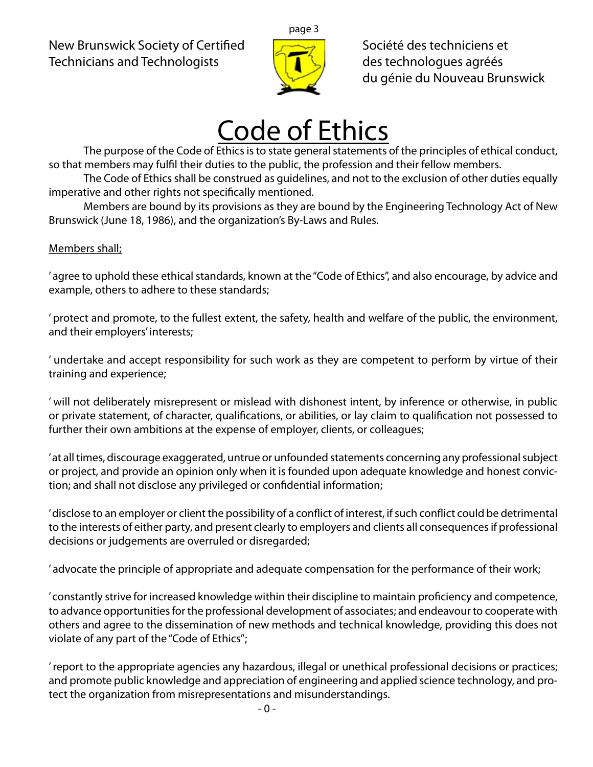New Brunswick Society of Certified Technicians and Technologists

Société des techniciens et des technologues agréés du génie du Nouveau Brunswick

# Code of Ethics

The purpose of the Code of Ethics is to state general statements of the principles of ethical conduct, so that members may fulfil their duties to the public, the profession and their fellow members.

The Code of Ethics shall be construed as guidelines, and not to the exclusion of other duties equally imperative and other rights not specifically mentioned.

Members are bound by its provisions as they are bound by the Engineering Technology Act of New Brunswick (June 18, 1986), and the organization's By-Laws and Rules.

Members shall;

' agree to uphold these ethical standards, known at the "Code of Ethics", and also encourage, by advice and example, others to adhere to these standards;

' protect and promote, to the fullest extent, the safety, health and welfare of the public, the environment, and their employers' interests;

' undertake and accept responsibility for such work as they are competent to perform by virtue of their training and experience;

' will not deliberately misrepresent or mislead with dishonest intent, by inference or otherwise, in public or private statement, of character, qualifications, or abilities, or lay claim to qualification not possessed to further their own ambitions at the expense of employer, clients, or colleagues;

' at all times, discourage exaggerated, untrue or unfounded statements concerning any professional subject or project, and provide an opinion only when it is founded upon adequate knowledge and honest conviction; and shall not disclose any privileged or confidential information;

' disclose to an employer or client the possibility of a conflict of interest, if such conflict could be detrimental to the interests of either party, and present clearly to employers and clients all consequences if professional decisions or judgements are overruled or disregarded;

' advocate the principle of appropriate and adequate compensation for the performance of their work;

' constantly strive for increased knowledge within their discipline to maintain proficiency and competence, to advance opportunities for the professional development of associates; and endeavour to cooperate with others and agree to the dissemination of new methods and technical knowledge, providing this does not violate of any part of the "Code of Ethics";

' report to the appropriate agencies any hazardous, illegal or unethical professional decisions or practices; and promote public knowledge and appreciation of engineering and applied science technology, and protect the organization from misrepresentations and misunderstandings.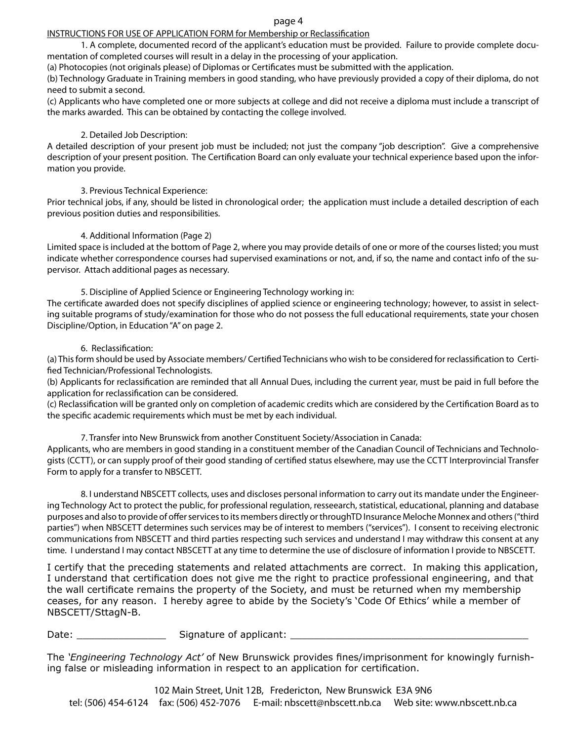## INSTRUCTIONS FOR USE OF APPLICATION FORM for Membership or Reclassification

1. A complete, documented record of the applicant's education must be provided. Failure to provide complete documentation of completed courses will result in a delay in the processing of your application.

(a) Photocopies (not originals please) of Diplomas or Certificates must be submitted with the application.

(b) Technology Graduate in Training members in good standing, who have previously provided a copy of their diploma, do not need to submit a second.

(c) Applicants who have completed one or more subjects at college and did not receive a diploma must include a transcript of the marks awarded. This can be obtained by contacting the college involved.

2. Detailed Job Description:

A detailed description of your present job must be included; not just the company "job description". Give a comprehensive description of your present position. The Certification Board can only evaluate your technical experience based upon the information you provide.

3. Previous Technical Experience:

Prior technical jobs, if any, should be listed in chronological order; the application must include a detailed description of each previous position duties and responsibilities.

4. Additional Information (Page 2)

Limited space is included at the bottom of Page 2, where you may provide details of one or more of the courses listed; you must indicate whether correspondence courses had supervised examinations or not, and, if so, the name and contact info of the supervisor. Attach additional pages as necessary.

5. Discipline of Applied Science or Engineering Technology working in:

The certificate awarded does not specify disciplines of applied science or engineering technology; however, to assist in selecting suitable programs of study/examination for those who do not possess the full educational requirements, state your chosen Discipline/Option, in Education "A" on page 2.

6. Reclassification:

(a) This form should be used by Associate members/ Certified Technicians who wish to be considered for reclassification to Certified Technician/Professional Technologists.

(b) Applicants for reclassification are reminded that all Annual Dues, including the current year, must be paid in full before the application for reclassification can be considered.

(c) Reclassification will be granted only on completion of academic credits which are considered by the Certification Board as to the specific academic requirements which must be met by each individual.

7. Transfer into New Brunswick from another Constituent Society/Association in Canada:

Applicants, who are members in good standing in a constituent member of the Canadian Council of Technicians and Technologists (CCTT), or can supply proof of their good standing of certified status elsewhere, may use the CCTT Interprovincial Transfer Form to apply for a transfer to NBSCETT.

8. I understand NBSCETT collects, uses and discloses personal information to carry out its mandate under the Engineering Technology Act to protect the public, for professional regulation, resseearch, statistical, educational, planning and database purposes and also to provide of offer services to its members directly or throughTD Insurance Meloche Monnex and others ("third parties") when NBSCETT determines such services may be of interest to members ("services"). I consent to receiving electronic communications from NBSCETT and third parties respecting such services and understand I may withdraw this consent at any time. I understand I may contact NBSCETT at any time to determine the use of disclosure of information I provide to NBSCETT.

I certify that the preceding statements and related attachments are correct. In making this application, I understand that certification does not give me the right to practice professional engineering, and that the wall certificate remains the property of the Society, and must be returned when my membership ceases, for any reason. I hereby agree to abide by the Society's 'Code Of Ethics' while a member of NBSCETT/SttagN-B.

Date: _______________ Signature of applicant: ________________________________________

The *'Engineering Technology Act'* of New Brunswick provides fines/imprisonment for knowingly furnishing false or misleading information in respect to an application for certification.

102 Main Street, Unit 12B, Fredericton, New Brunswick E3A 9N6
tel: (506) 454-6124 fax: (506) 452-7076 E-mail: nbscett@nbscett.nb.ca Web site: www.nbscett.nb.ca